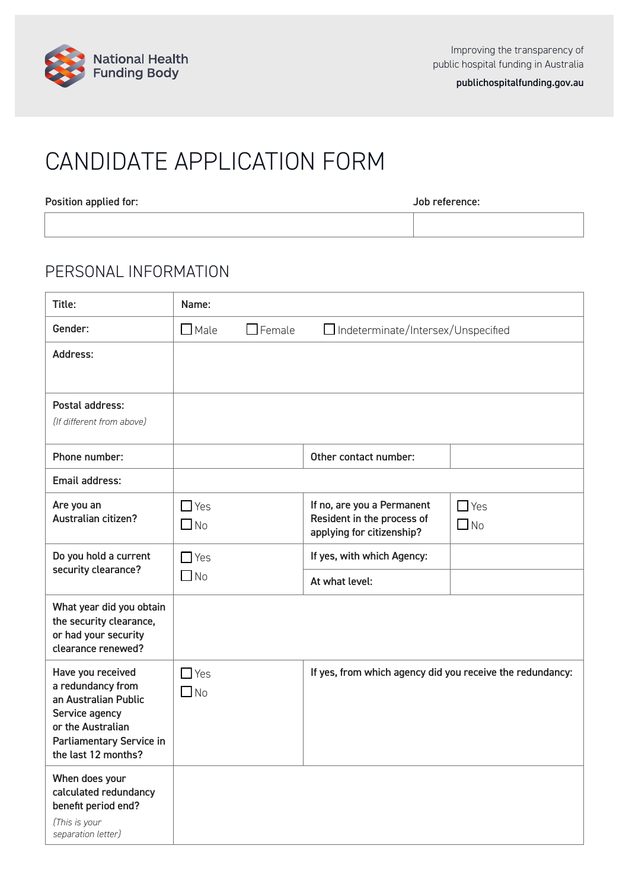National Health Funding Body

Improving the transparency of public hospital funding in Australia

**publichospitalfunding.gov.au**

# CANDIDATE APPLICATION FORM

| **Position applied for:** | **Job reference:** |
|---|---|
| | |

## PERSONAL INFORMATION

| | | | |
|---|---|---|---|
| **Title:** | **Name:** | | |
| **Gender:** | ☐ Male ☐ Female ☐ Indeterminate/Intersex/Unspecified | | |
| **Address:** | | | |
| **Postal address:** *(If different from above)* | | | |
| **Phone number:** | | **Other contact number:** | |
| **Email address:** | | | |
| **Are you an Australian citizen?** | ☐ Yes ☐ No | **If no, are you a Permanent Resident in the process of applying for citizenship?** | ☐ Yes ☐ No |
| **Do you hold a current security clearance?** | ☐ Yes ☐ No | **If yes, with which Agency:** | |
| | | **At what level:** | |
| **What year did you obtain the security clearance, or had your security clearance renewed?** | | | |
| **Have you received a redundancy from an Australian Public Service agency or the Australian Parliamentary Service in the last 12 months?** | ☐ Yes ☐ No | **If yes, from which agency did you receive the redundancy:** | |
| **When does your calculated redundancy benefit period end?** *(This is your separation letter)* | | | |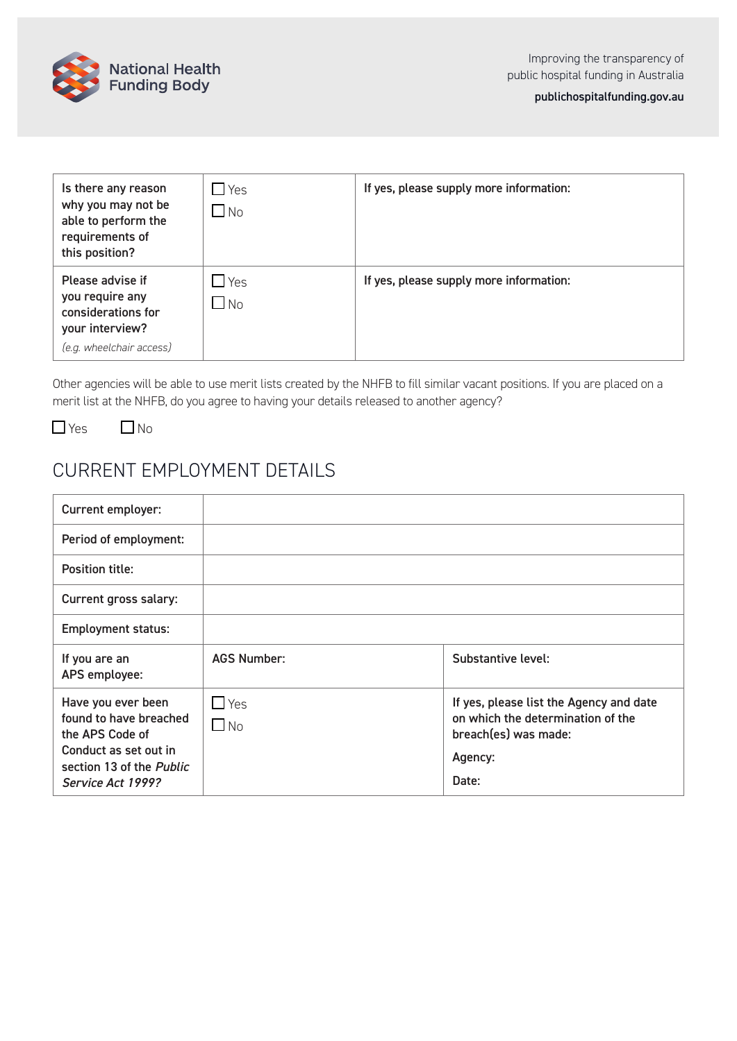| Is there any reason why you may not be able to perform the requirements of this position? | ☐ Yes ☐ No | If yes, please supply more information: |
|---|---|---|
| Please advise if you require any considerations for your interview? *(e.g. wheelchair access)* | ☐ Yes ☐ No | If yes, please supply more information: |

Other agencies will be able to use merit lists created by the NHFB to fill similar vacant positions. If you are placed on a merit list at the NHFB, do you agree to having your details released to another agency?

☐ Yes ☐ No

## CURRENT EMPLOYMENT DETAILS

| Current employer: | | |
|---|---|---|
| Period of employment: | | |
| Position title: | | |
| Current gross salary: | | |
| Employment status: | | |
| If you are an APS employee: | AGS Number: | Substantive level: |
| Have you ever been found to have breached the APS Code of Conduct as set out in section 13 of the *Public Service Act 1999?* | ☐ Yes ☐ No | If yes, please list the Agency and date on which the determination of the breach(es) was made:<br>Agency:<br>Date: |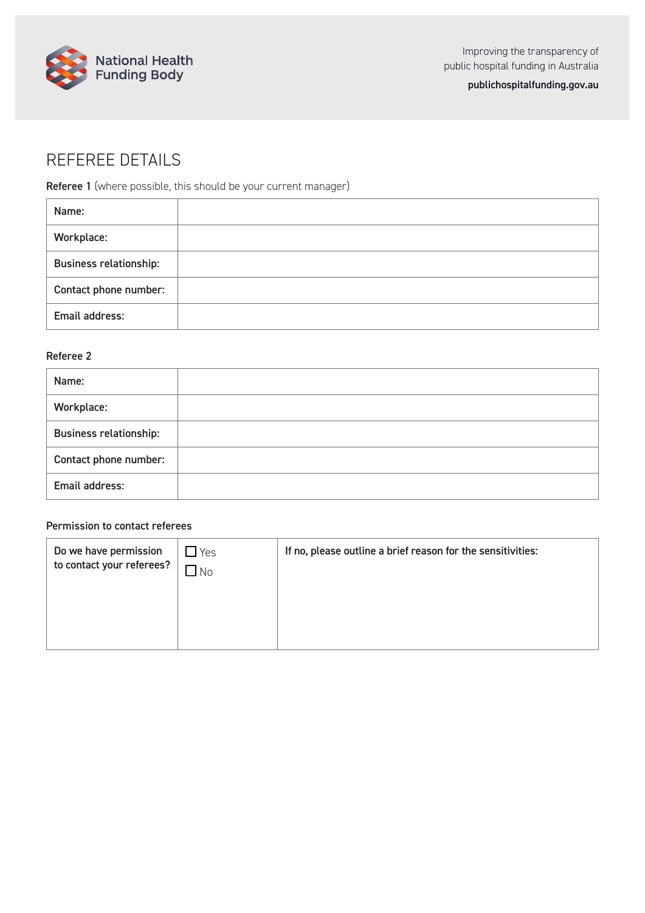National Health Funding Body

Improving the transparency of public hospital funding in Australia

publichospitalfunding.gov.au

# REFEREE DETAILS

**Referee 1** (where possible, this should be your current manager)

| | |
|---|---|
| **Name:** | |
| **Workplace:** | |
| **Business relationship:** | |
| **Contact phone number:** | |
| **Email address:** | |

**Referee 2**

| | |
|---|---|
| **Name:** | |
| **Workplace:** | |
| **Business relationship:** | |
| **Contact phone number:** | |
| **Email address:** | |

**Permission to contact referees**

| | | |
|---|---|---|
| **Do we have permission to contact your referees?** | ☐ Yes ☐ No | **If no, please outline a brief reason for the sensitivities:** |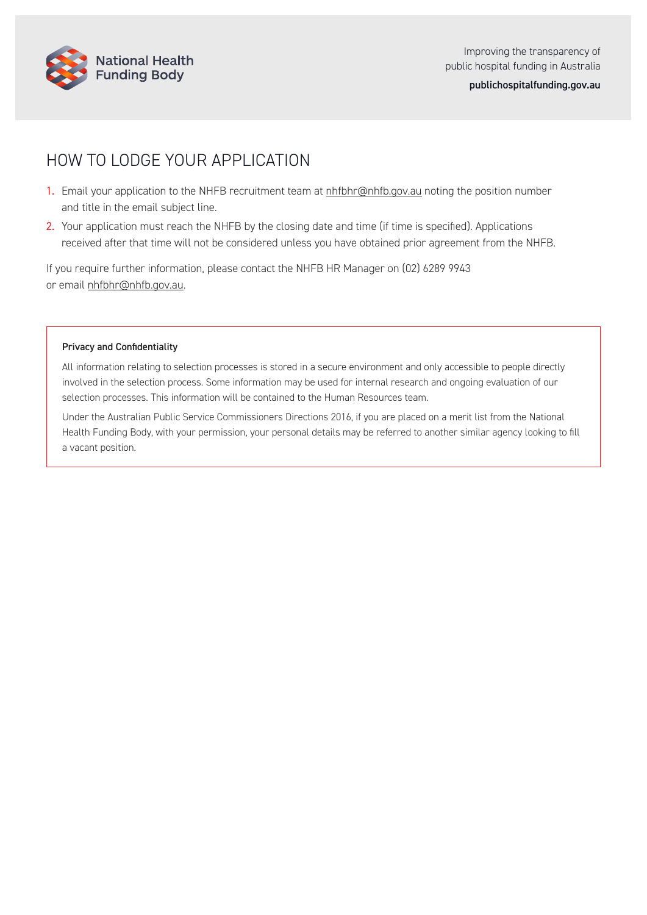National Health Funding Body

Improving the transparency of public hospital funding in Australia

publichospitalfunding.gov.au

# HOW TO LODGE YOUR APPLICATION

1. Email your application to the NHFB recruitment team at nhfbhr@nhfb.gov.au noting the position number and title in the email subject line.
2. Your application must reach the NHFB by the closing date and time (if time is specified). Applications received after that time will not be considered unless you have obtained prior agreement from the NHFB.

If you require further information, please contact the NHFB HR Manager on (02) 6289 9943 or email nhfbhr@nhfb.gov.au.

**Privacy and Confidentiality**

All information relating to selection processes is stored in a secure environment and only accessible to people directly involved in the selection process. Some information may be used for internal research and ongoing evaluation of our selection processes. This information will be contained to the Human Resources team.

Under the Australian Public Service Commissioners Directions 2016, if you are placed on a merit list from the National Health Funding Body, with your permission, your personal details may be referred to another similar agency looking to fill a vacant position.